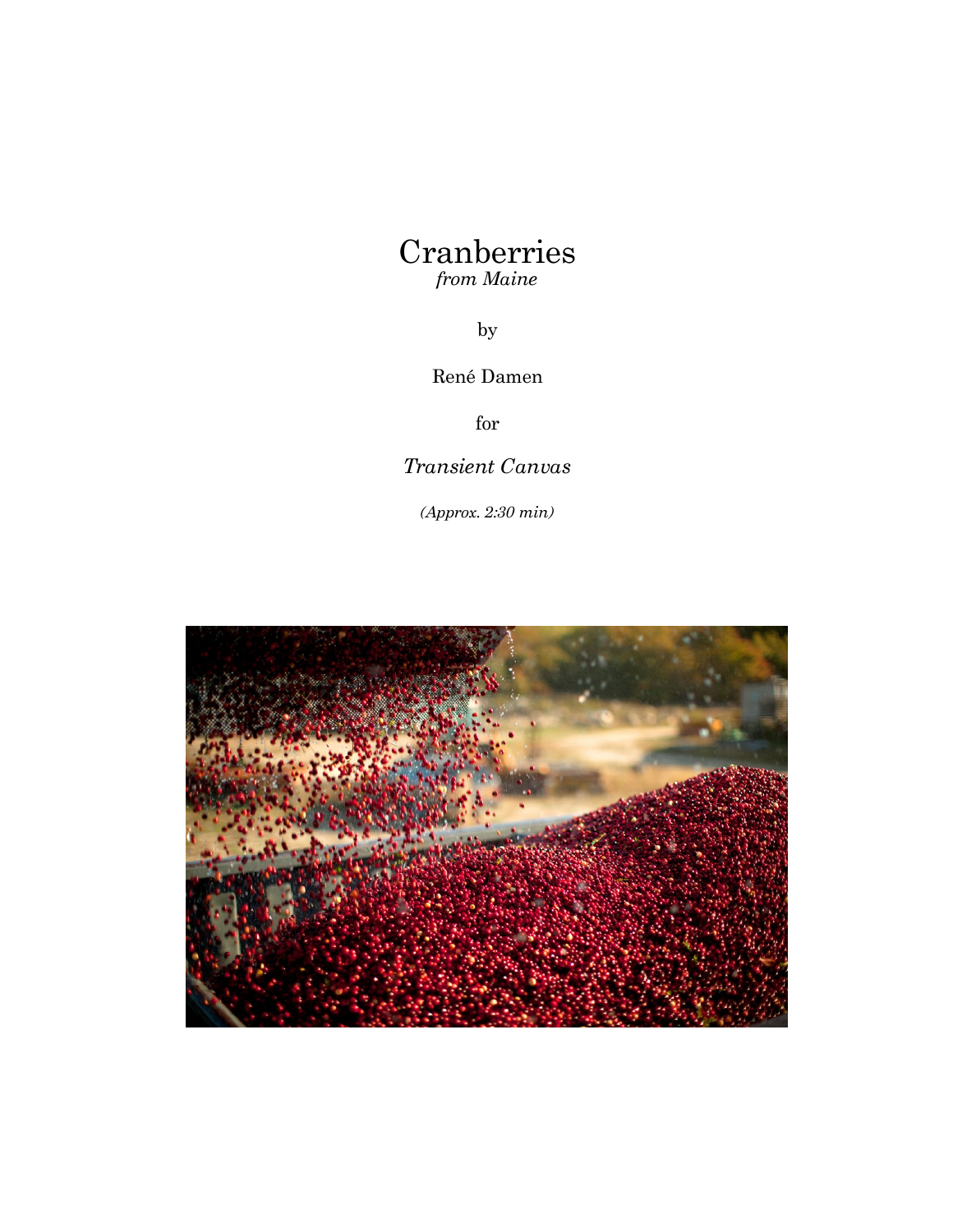# Cranberries

*from Maine*

by

René Damen

for

*Transient Canvas*

*(Approx. 2:30 min)*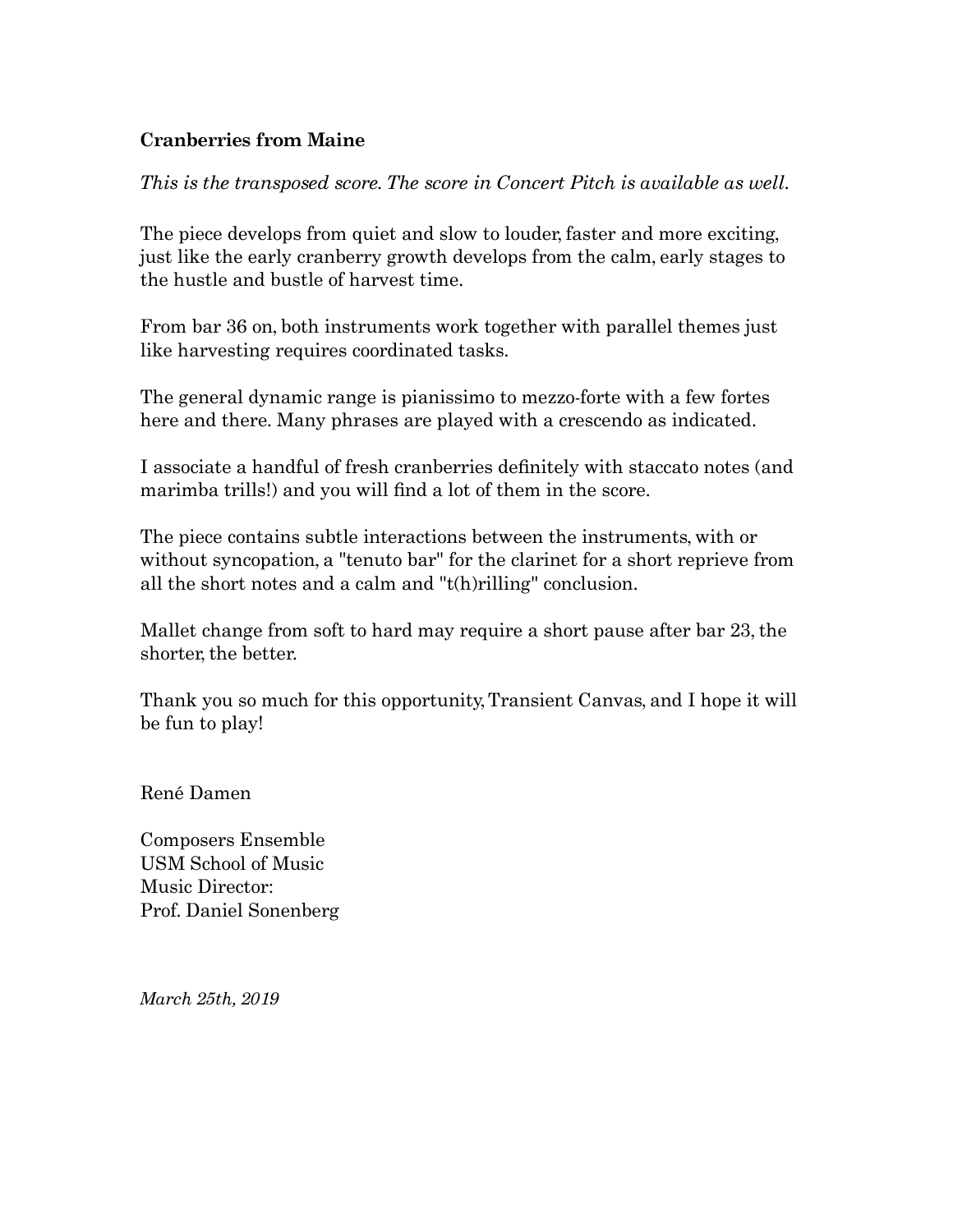**Cranberries from Maine**

*This is the transposed score. The score in Concert Pitch is available as well.*

The piece develops from quiet and slow to louder, faster and more exciting, just like the early cranberry growth develops from the calm, early stages to the hustle and bustle of harvest time.

From bar 36 on, both instruments work together with parallel themes just like harvesting requires coordinated tasks.

The general dynamic range is pianissimo to mezzo-forte with a few fortes here and there. Many phrases are played with a crescendo as indicated.

I associate a handful of fresh cranberries definitely with staccato notes (and marimba trills!) and you will find a lot of them in the score.

The piece contains subtle interactions between the instruments, with or without syncopation, a "tenuto bar" for the clarinet for a short reprieve from all the short notes and a calm and "t(h)rilling" conclusion.

Mallet change from soft to hard may require a short pause after bar 23, the shorter, the better.

Thank you so much for this opportunity, Transient Canvas, and I hope it will be fun to play!

René Damen

Composers Ensemble
USM School of Music
Music Director:
Prof. Daniel Sonenberg

*March 25th, 2019*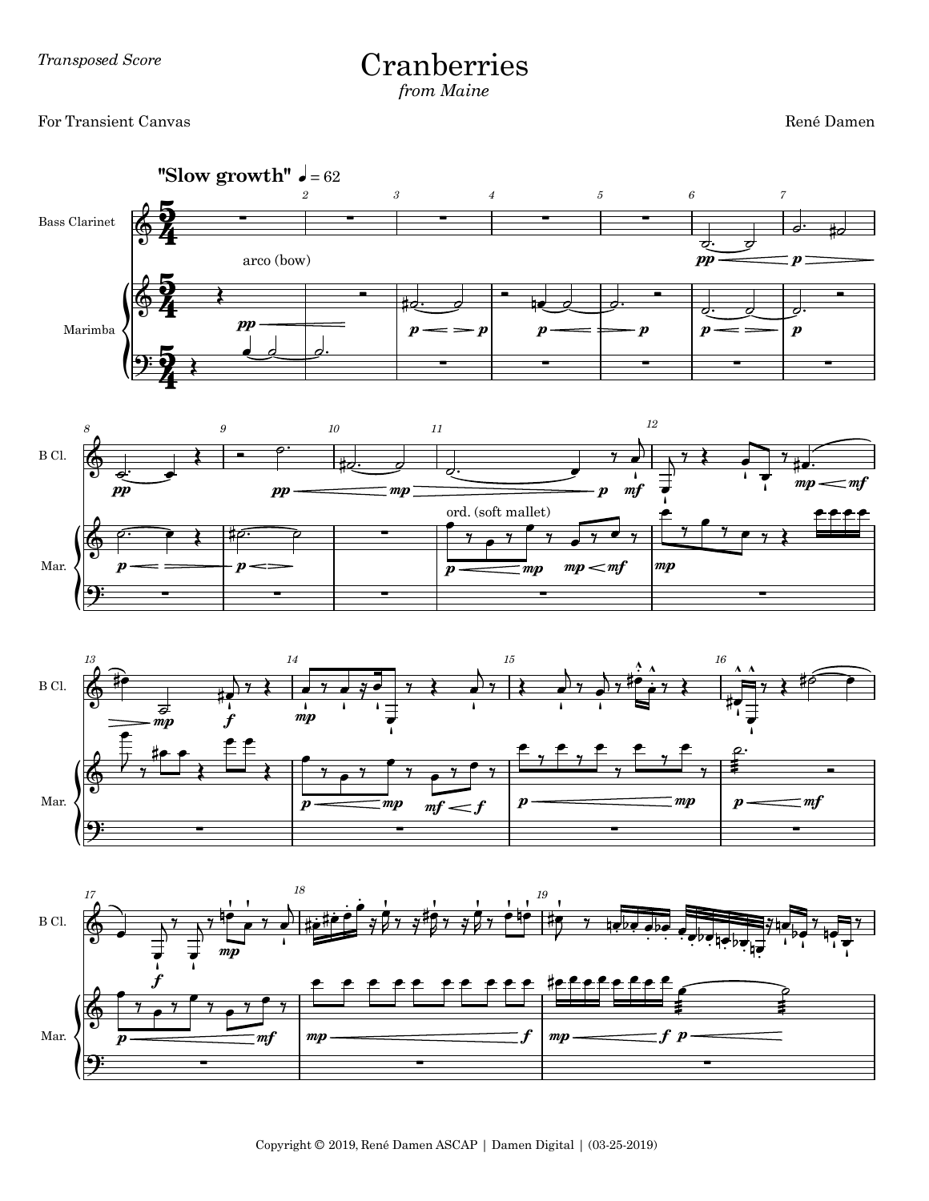*Transposed Score*

# Cranberries

*from Maine*

For Transient Canvas

René Damen

**"Slow growth"** ♩ = 62

Bass Clarinet

Marimba

arco (bow)

ord. (soft mallet)

Copyright © 2019, René Damen ASCAP | Damen Digital | (03-25-2019)